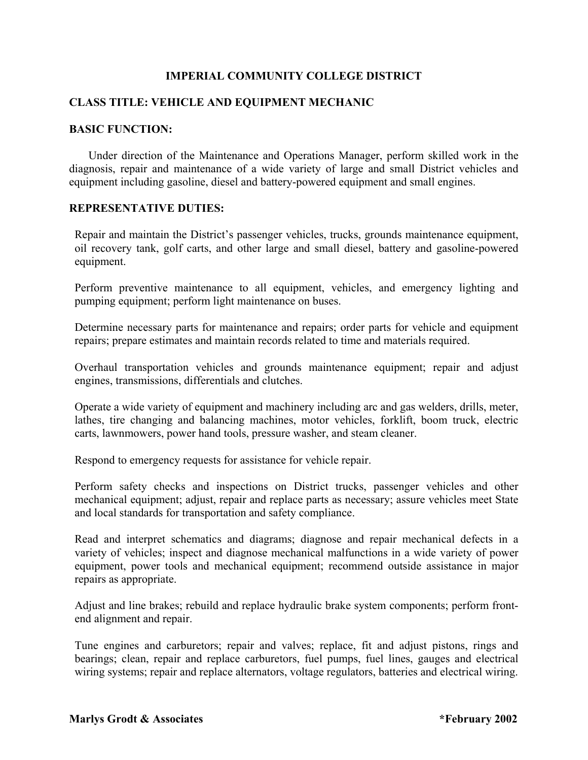# IMPERIAL COMMUNITY COLLEGE DISTRICT

## CLASS TITLE: VEHICLE AND EQUIPMENT MECHANIC

## BASIC FUNCTION:

Under direction of the Maintenance and Operations Manager, perform skilled work in the diagnosis, repair and maintenance of a wide variety of large and small District vehicles and equipment including gasoline, diesel and battery-powered equipment and small engines.

## REPRESENTATIVE DUTIES:

Repair and maintain the District's passenger vehicles, trucks, grounds maintenance equipment, oil recovery tank, golf carts, and other large and small diesel, battery and gasoline-powered equipment.

Perform preventive maintenance to all equipment, vehicles, and emergency lighting and pumping equipment; perform light maintenance on buses.

Determine necessary parts for maintenance and repairs; order parts for vehicle and equipment repairs; prepare estimates and maintain records related to time and materials required.

Overhaul transportation vehicles and grounds maintenance equipment; repair and adjust engines, transmissions, differentials and clutches.

Operate a wide variety of equipment and machinery including arc and gas welders, drills, meter, lathes, tire changing and balancing machines, motor vehicles, forklift, boom truck, electric carts, lawnmowers, power hand tools, pressure washer, and steam cleaner.

Respond to emergency requests for assistance for vehicle repair.

Perform safety checks and inspections on District trucks, passenger vehicles and other mechanical equipment; adjust, repair and replace parts as necessary; assure vehicles meet State and local standards for transportation and safety compliance.

Read and interpret schematics and diagrams; diagnose and repair mechanical defects in a variety of vehicles; inspect and diagnose mechanical malfunctions in a wide variety of power equipment, power tools and mechanical equipment; recommend outside assistance in major repairs as appropriate.

Adjust and line brakes; rebuild and replace hydraulic brake system components; perform front-end alignment and repair.

Tune engines and carburetors; repair and valves; replace, fit and adjust pistons, rings and bearings; clean, repair and replace carburetors, fuel pumps, fuel lines, gauges and electrical wiring systems; repair and replace alternators, voltage regulators, batteries and electrical wiring.

**Marlys Grodt & Associates** **\*February 2002**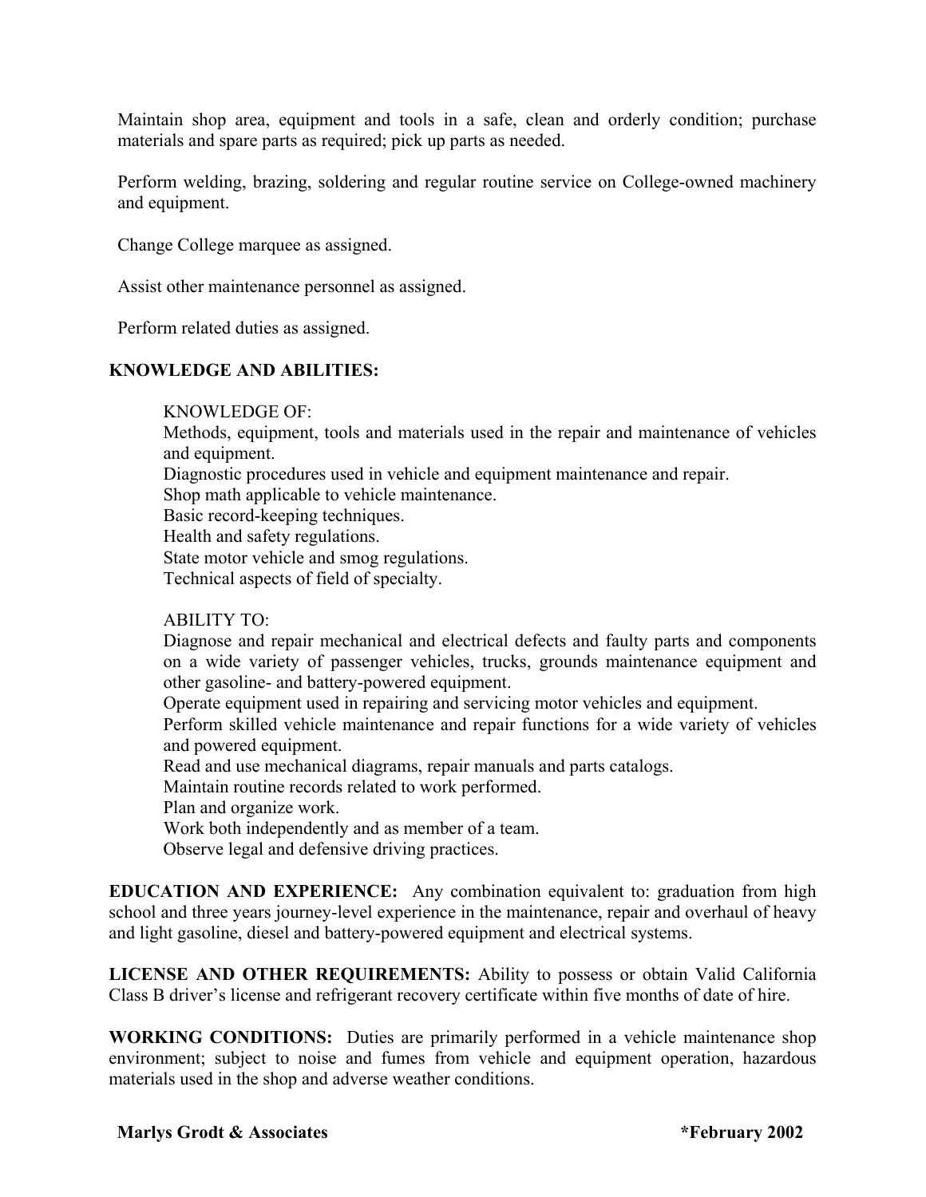Maintain shop area, equipment and tools in a safe, clean and orderly condition; purchase materials and spare parts as required; pick up parts as needed.

Perform welding, brazing, soldering and regular routine service on College-owned machinery and equipment.

Change College marquee as assigned.

Assist other maintenance personnel as assigned.

Perform related duties as assigned.

**KNOWLEDGE AND ABILITIES:**

KNOWLEDGE OF:
Methods, equipment, tools and materials used in the repair and maintenance of vehicles and equipment.
Diagnostic procedures used in vehicle and equipment maintenance and repair.
Shop math applicable to vehicle maintenance.
Basic record-keeping techniques.
Health and safety regulations.
State motor vehicle and smog regulations.
Technical aspects of field of specialty.

ABILITY TO:
Diagnose and repair mechanical and electrical defects and faulty parts and components on a wide variety of passenger vehicles, trucks, grounds maintenance equipment and other gasoline- and battery-powered equipment.
Operate equipment used in repairing and servicing motor vehicles and equipment.
Perform skilled vehicle maintenance and repair functions for a wide variety of vehicles and powered equipment.
Read and use mechanical diagrams, repair manuals and parts catalogs.
Maintain routine records related to work performed.
Plan and organize work.
Work both independently and as member of a team.
Observe legal and defensive driving practices.

**EDUCATION AND EXPERIENCE:** Any combination equivalent to: graduation from high school and three years journey-level experience in the maintenance, repair and overhaul of heavy and light gasoline, diesel and battery-powered equipment and electrical systems.

**LICENSE AND OTHER REQUIREMENTS:** Ability to possess or obtain Valid California Class B driver's license and refrigerant recovery certificate within five months of date of hire.

**WORKING CONDITIONS:** Duties are primarily performed in a vehicle maintenance shop environment; subject to noise and fumes from vehicle and equipment operation, hazardous materials used in the shop and adverse weather conditions.

**Marlys Grodt & Associates** **\*February 2002**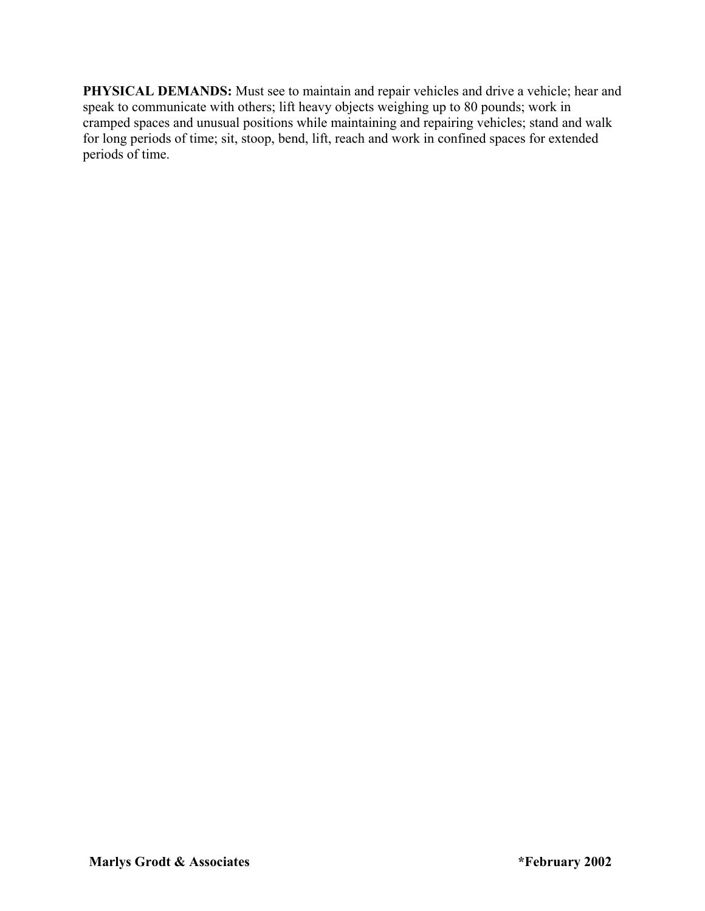**PHYSICAL DEMANDS:** Must see to maintain and repair vehicles and drive a vehicle; hear and speak to communicate with others; lift heavy objects weighing up to 80 pounds; work in cramped spaces and unusual positions while maintaining and repairing vehicles; stand and walk for long periods of time; sit, stoop, bend, lift, reach and work in confined spaces for extended periods of time.